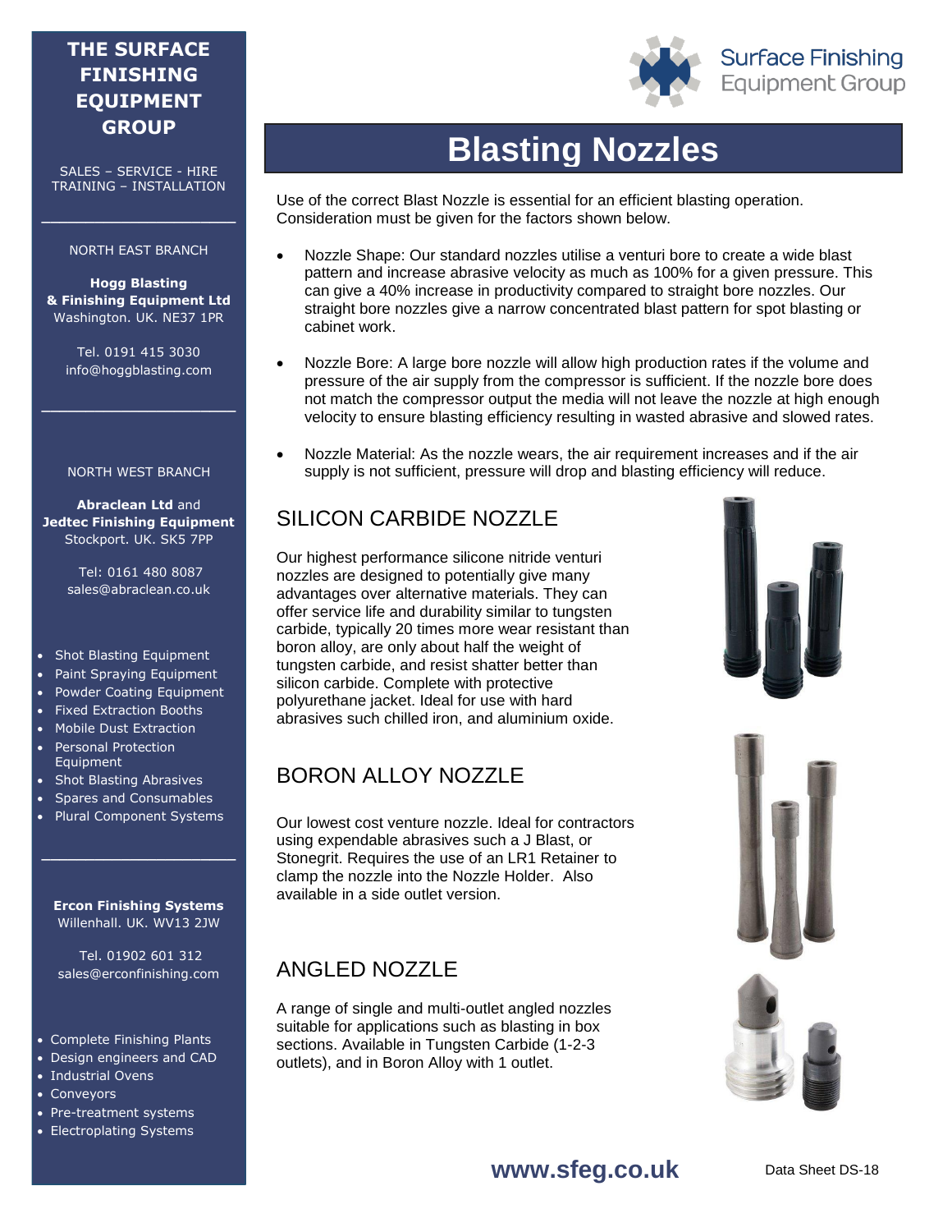# THE SURFACE FINISHING EQUIPMENT GROUP

SALES – SERVICE - HIRE
TRAINING – INSTALLATION

NORTH EAST BRANCH

**Hogg Blasting & Finishing Equipment Ltd**
Washington. UK. NE37 1PR

Tel. 0191 415 3030
info@hoggblasting.com

NORTH WEST BRANCH

**Abraclean Ltd** and **Jedtec Finishing Equipment**
Stockport. UK. SK5 7PP

Tel: 0161 480 8087
sales@abraclean.co.uk

- Shot Blasting Equipment
- Paint Spraying Equipment
- Powder Coating Equipment
- Fixed Extraction Booths
- Mobile Dust Extraction
- Personal Protection Equipment
- Shot Blasting Abrasives
- Spares and Consumables
- Plural Component Systems

**Ercon Finishing Systems**
Willenhall. UK. WV13 2JW

Tel. 01902 601 312
sales@erconfinishing.com

- Complete Finishing Plants
- Design engineers and CAD
- Industrial Ovens
- Conveyors
- Pre-treatment systems
- Electroplating Systems

Surface Finishing Equipment Group

# Blasting Nozzles

Use of the correct Blast Nozzle is essential for an efficient blasting operation. Consideration must be given for the factors shown below.

- Nozzle Shape: Our standard nozzles utilise a venturi bore to create a wide blast pattern and increase abrasive velocity as much as 100% for a given pressure. This can give a 40% increase in productivity compared to straight bore nozzles. Our straight bore nozzles give a narrow concentrated blast pattern for spot blasting or cabinet work.
- Nozzle Bore: A large bore nozzle will allow high production rates if the volume and pressure of the air supply from the compressor is sufficient. If the nozzle bore does not match the compressor output the media will not leave the nozzle at high enough velocity to ensure blasting efficiency resulting in wasted abrasive and slowed rates.
- Nozzle Material: As the nozzle wears, the air requirement increases and if the air supply is not sufficient, pressure will drop and blasting efficiency will reduce.

## SILICON CARBIDE NOZZLE

Our highest performance silicone nitride venturi nozzles are designed to potentially give many advantages over alternative materials. They can offer service life and durability similar to tungsten carbide, typically 20 times more wear resistant than boron alloy, are only about half the weight of tungsten carbide, and resist shatter better than silicon carbide. Complete with protective polyurethane jacket. Ideal for use with hard abrasives such chilled iron, and aluminium oxide.

## BORON ALLOY NOZZLE

Our lowest cost venture nozzle. Ideal for contractors using expendable abrasives such a J Blast, or Stonegrit. Requires the use of an LR1 Retainer to clamp the nozzle into the Nozzle Holder. Also available in a side outlet version.

## ANGLED NOZZLE

A range of single and multi-outlet angled nozzles suitable for applications such as blasting in box sections. Available in Tungsten Carbide (1-2-3 outlets), and in Boron Alloy with 1 outlet.

**www.sfeg.co.uk**

Data Sheet DS-18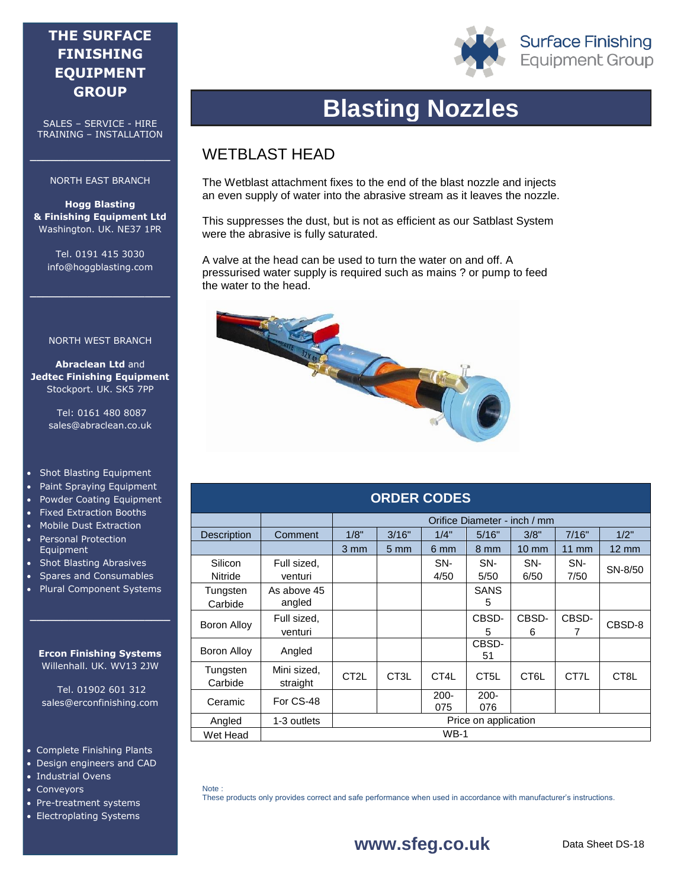# THE SURFACE FINISHING EQUIPMENT GROUP

SALES – SERVICE - HIRE
TRAINING – INSTALLATION

NORTH EAST BRANCH

**Hogg Blasting & Finishing Equipment Ltd**
Washington. UK. NE37 1PR

Tel. 0191 415 3030
info@hoggblasting.com

NORTH WEST BRANCH

**Abraclean Ltd** and **Jedtec Finishing Equipment**
Stockport. UK. SK5 7PP

Tel: 0161 480 8087
sales@abraclean.co.uk

- Shot Blasting Equipment
- Paint Spraying Equipment
- Powder Coating Equipment
- Fixed Extraction Booths
- Mobile Dust Extraction
- Personal Protection Equipment
- Shot Blasting Abrasives
- Spares and Consumables
- Plural Component Systems

**Ercon Finishing Systems**
Willenhall. UK. WV13 2JW

Tel. 01902 601 312
sales@erconfinishing.com

- Complete Finishing Plants
- Design engineers and CAD
- Industrial Ovens
- Conveyors
- Pre-treatment systems
- Electroplating Systems

Surface Finishing Equipment Group

# Blasting Nozzles

## WETBLAST HEAD

The Wetblast attachment fixes to the end of the blast nozzle and injects an even supply of water into the abrasive stream as it leaves the nozzle.

This suppresses the dust, but is not as efficient as our Satblast System were the abrasive is fully saturated.

A valve at the head can be used to turn the water on and off. A pressurised water supply is required such as mains ? or pump to feed the water to the head.

## ORDER CODES

| | | Orifice Diameter - inch / mm | | | | | | |
|---|---|---|---|---|---|---|---|---|
| Description | Comment | 1/8" | 3/16" | 1/4" | 5/16" | 3/8" | 7/16" | 1/2" |
| | | 3 mm | 5 mm | 6 mm | 8 mm | 10 mm | 11 mm | 12 mm |
| Silicon Nitride | Full sized, venturi | | | SN-4/50 | SN-5/50 | SN-6/50 | SN-7/50 | SN-8/50 |
| Tungsten Carbide | As above 45 angled | | | | SANS 5 | | | |
| Boron Alloy | Full sized, venturi | | | | CBSD-5 | CBSD-6 | CBSD-7 | CBSD-8 |
| Boron Alloy | Angled | | | | CBSD-51 | | | |
| Tungsten Carbide | Mini sized, straight | CT2L | CT3L | CT4L | CT5L | CT6L | CT7L | CT8L |
| Ceramic | For CS-48 | | | 200-075 | 200-076 | | | |
| Angled | 1-3 outlets | Price on application | | | | | | |
| Wet Head | WB-1 | | | | | | | |

Note :
These products only provides correct and safe performance when used in accordance with manufacturer's instructions.

**www.sfeg.co.uk**

Data Sheet DS-18